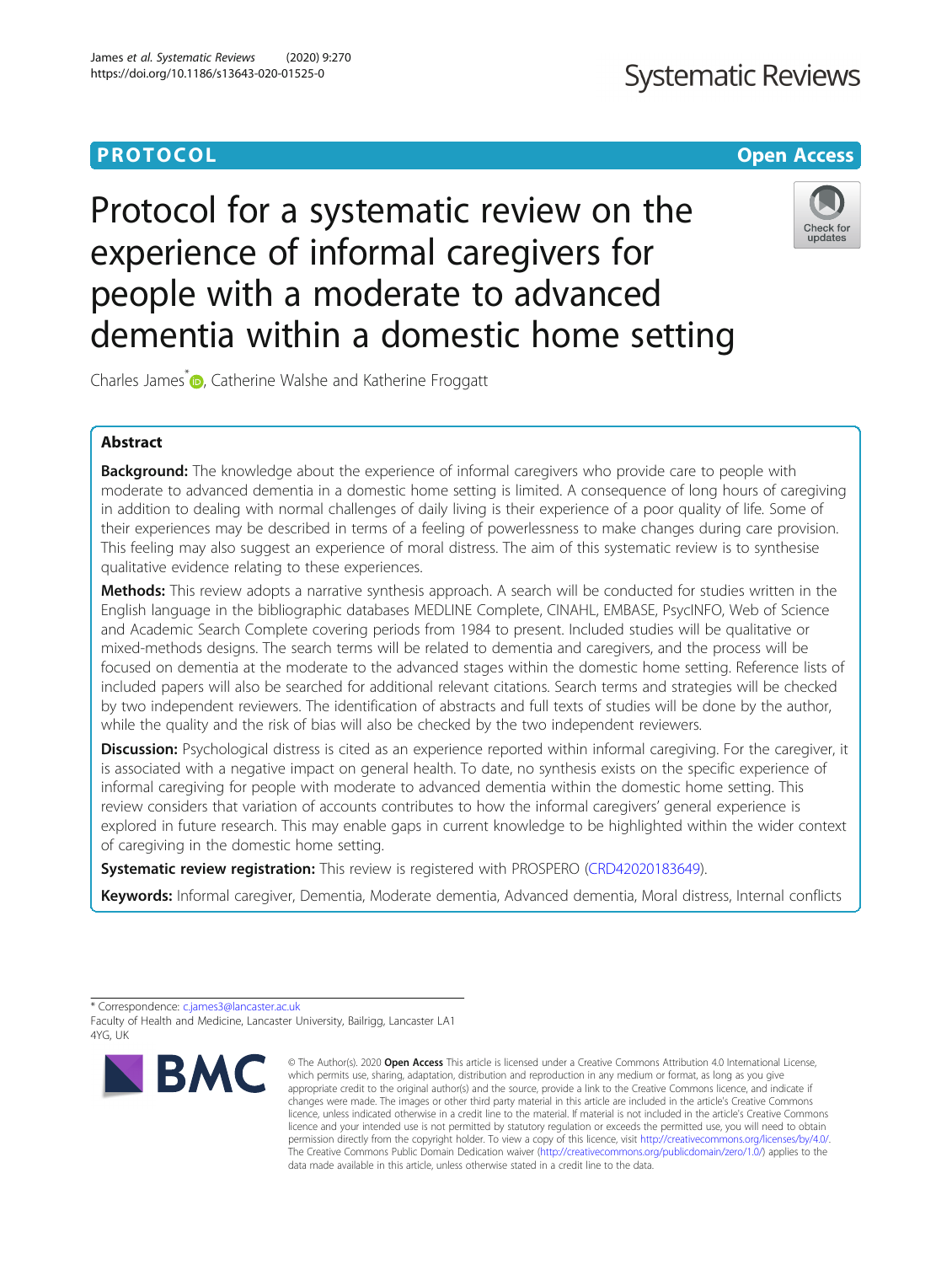PROTOCOL

Open Access

# Protocol for a systematic review on the experience of informal caregivers for people with a moderate to advanced dementia within a domestic home setting

Charles James*, Catherine Walshe and Katherine Froggatt

## Abstract

**Background:** The knowledge about the experience of informal caregivers who provide care to people with moderate to advanced dementia in a domestic home setting is limited. A consequence of long hours of caregiving in addition to dealing with normal challenges of daily living is their experience of a poor quality of life. Some of their experiences may be described in terms of a feeling of powerlessness to make changes during care provision. This feeling may also suggest an experience of moral distress. The aim of this systematic review is to synthesise qualitative evidence relating to these experiences.

**Methods:** This review adopts a narrative synthesis approach. A search will be conducted for studies written in the English language in the bibliographic databases MEDLINE Complete, CINAHL, EMBASE, PsycINFO, Web of Science and Academic Search Complete covering periods from 1984 to present. Included studies will be qualitative or mixed-methods designs. The search terms will be related to dementia and caregivers, and the process will be focused on dementia at the moderate to the advanced stages within the domestic home setting. Reference lists of included papers will also be searched for additional relevant citations. Search terms and strategies will be checked by two independent reviewers. The identification of abstracts and full texts of studies will be done by the author, while the quality and the risk of bias will also be checked by the two independent reviewers.

**Discussion:** Psychological distress is cited as an experience reported within informal caregiving. For the caregiver, it is associated with a negative impact on general health. To date, no synthesis exists on the specific experience of informal caregiving for people with moderate to advanced dementia within the domestic home setting. This review considers that variation of accounts contributes to how the informal caregivers' general experience is explored in future research. This may enable gaps in current knowledge to be highlighted within the wider context of caregiving in the domestic home setting.

**Systematic review registration:** This review is registered with PROSPERO (CRD42020183649).

**Keywords:** Informal caregiver, Dementia, Moderate dementia, Advanced dementia, Moral distress, Internal conflicts

* Correspondence: c.james3@lancaster.ac.uk
Faculty of Health and Medicine, Lancaster University, Bailrigg, Lancaster LA1 4YG, UK

© The Author(s). 2020 **Open Access** This article is licensed under a Creative Commons Attribution 4.0 International License, which permits use, sharing, adaptation, distribution and reproduction in any medium or format, as long as you give appropriate credit to the original author(s) and the source, provide a link to the Creative Commons licence, and indicate if changes were made. The images or other third party material in this article are included in the article's Creative Commons licence, unless indicated otherwise in a credit line to the material. If material is not included in the article's Creative Commons licence and your intended use is not permitted by statutory regulation or exceeds the permitted use, you will need to obtain permission directly from the copyright holder. To view a copy of this licence, visit http://creativecommons.org/licenses/by/4.0/. The Creative Commons Public Domain Dedication waiver (http://creativecommons.org/publicdomain/zero/1.0/) applies to the data made available in this article, unless otherwise stated in a credit line to the data.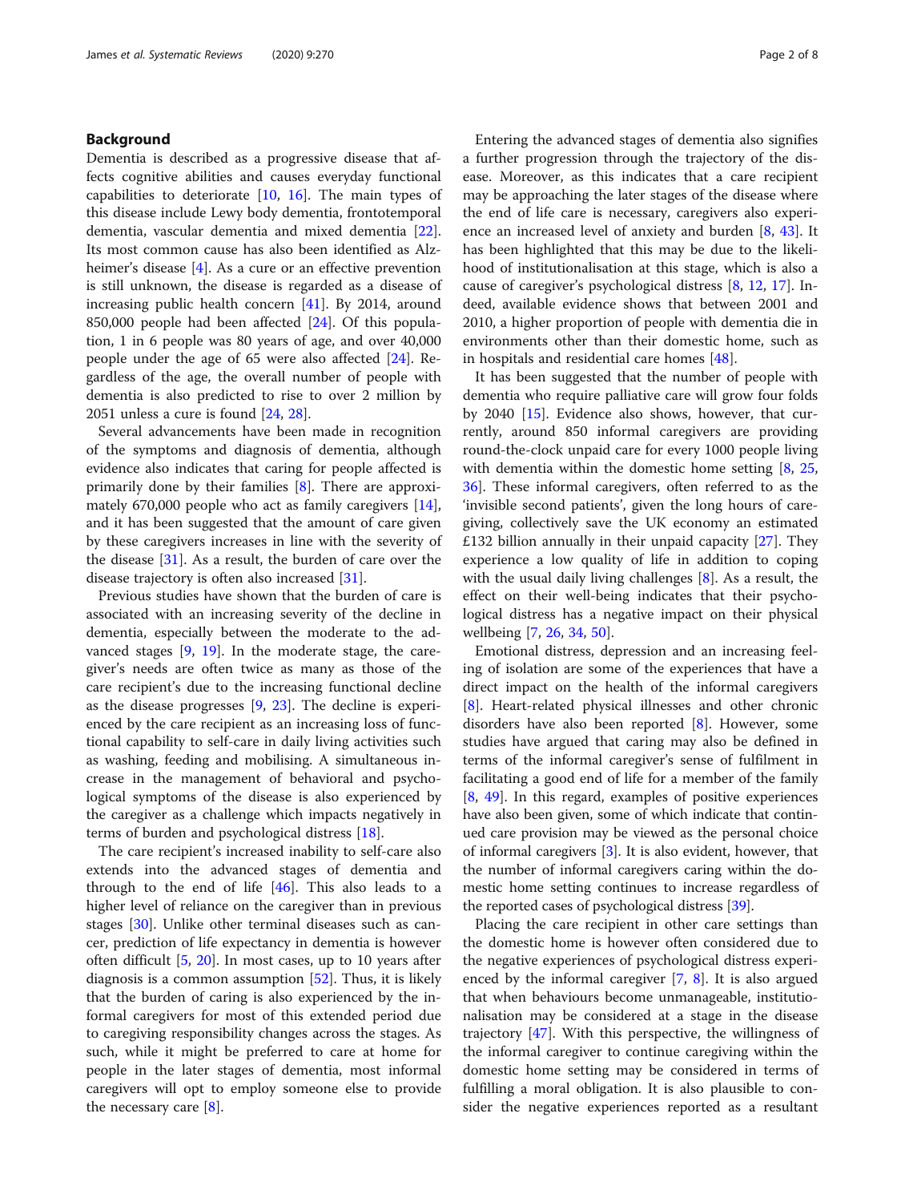## Background

Dementia is described as a progressive disease that affects cognitive abilities and causes everyday functional capabilities to deteriorate [10, 16]. The main types of this disease include Lewy body dementia, frontotemporal dementia, vascular dementia and mixed dementia [22]. Its most common cause has also been identified as Alzheimer's disease [4]. As a cure or an effective prevention is still unknown, the disease is regarded as a disease of increasing public health concern [41]. By 2014, around 850,000 people had been affected [24]. Of this population, 1 in 6 people was 80 years of age, and over 40,000 people under the age of 65 were also affected [24]. Regardless of the age, the overall number of people with dementia is also predicted to rise to over 2 million by 2051 unless a cure is found [24, 28].

Several advancements have been made in recognition of the symptoms and diagnosis of dementia, although evidence also indicates that caring for people affected is primarily done by their families [8]. There are approximately 670,000 people who act as family caregivers [14], and it has been suggested that the amount of care given by these caregivers increases in line with the severity of the disease [31]. As a result, the burden of care over the disease trajectory is often also increased [31].

Previous studies have shown that the burden of care is associated with an increasing severity of the decline in dementia, especially between the moderate to the advanced stages [9, 19]. In the moderate stage, the caregiver's needs are often twice as many as those of the care recipient's due to the increasing functional decline as the disease progresses [9, 23]. The decline is experienced by the care recipient as an increasing loss of functional capability to self-care in daily living activities such as washing, feeding and mobilising. A simultaneous increase in the management of behavioral and psychological symptoms of the disease is also experienced by the caregiver as a challenge which impacts negatively in terms of burden and psychological distress [18].

The care recipient's increased inability to self-care also extends into the advanced stages of dementia and through to the end of life [46]. This also leads to a higher level of reliance on the caregiver than in previous stages [30]. Unlike other terminal diseases such as cancer, prediction of life expectancy in dementia is however often difficult [5, 20]. In most cases, up to 10 years after diagnosis is a common assumption [52]. Thus, it is likely that the burden of caring is also experienced by the informal caregivers for most of this extended period due to caregiving responsibility changes across the stages. As such, while it might be preferred to care at home for people in the later stages of dementia, most informal caregivers will opt to employ someone else to provide the necessary care [8].

Entering the advanced stages of dementia also signifies a further progression through the trajectory of the disease. Moreover, as this indicates that a care recipient may be approaching the later stages of the disease where the end of life care is necessary, caregivers also experience an increased level of anxiety and burden [8, 43]. It has been highlighted that this may be due to the likelihood of institutionalisation at this stage, which is also a cause of caregiver's psychological distress [8, 12, 17]. Indeed, available evidence shows that between 2001 and 2010, a higher proportion of people with dementia die in environments other than their domestic home, such as in hospitals and residential care homes [48].

It has been suggested that the number of people with dementia who require palliative care will grow four folds by 2040 [15]. Evidence also shows, however, that currently, around 850 informal caregivers are providing round-the-clock unpaid care for every 1000 people living with dementia within the domestic home setting [8, 25, 36]. These informal caregivers, often referred to as the 'invisible second patients', given the long hours of caregiving, collectively save the UK economy an estimated £132 billion annually in their unpaid capacity [27]. They experience a low quality of life in addition to coping with the usual daily living challenges [8]. As a result, the effect on their well-being indicates that their psychological distress has a negative impact on their physical wellbeing [7, 26, 34, 50].

Emotional distress, depression and an increasing feeling of isolation are some of the experiences that have a direct impact on the health of the informal caregivers [8]. Heart-related physical illnesses and other chronic disorders have also been reported [8]. However, some studies have argued that caring may also be defined in terms of the informal caregiver's sense of fulfilment in facilitating a good end of life for a member of the family [8, 49]. In this regard, examples of positive experiences have also been given, some of which indicate that continued care provision may be viewed as the personal choice of informal caregivers [3]. It is also evident, however, that the number of informal caregivers caring within the domestic home setting continues to increase regardless of the reported cases of psychological distress [39].

Placing the care recipient in other care settings than the domestic home is however often considered due to the negative experiences of psychological distress experienced by the informal caregiver [7, 8]. It is also argued that when behaviours become unmanageable, institutionalisation may be considered at a stage in the disease trajectory [47]. With this perspective, the willingness of the informal caregiver to continue caregiving within the domestic home setting may be considered in terms of fulfilling a moral obligation. It is also plausible to consider the negative experiences reported as a resultant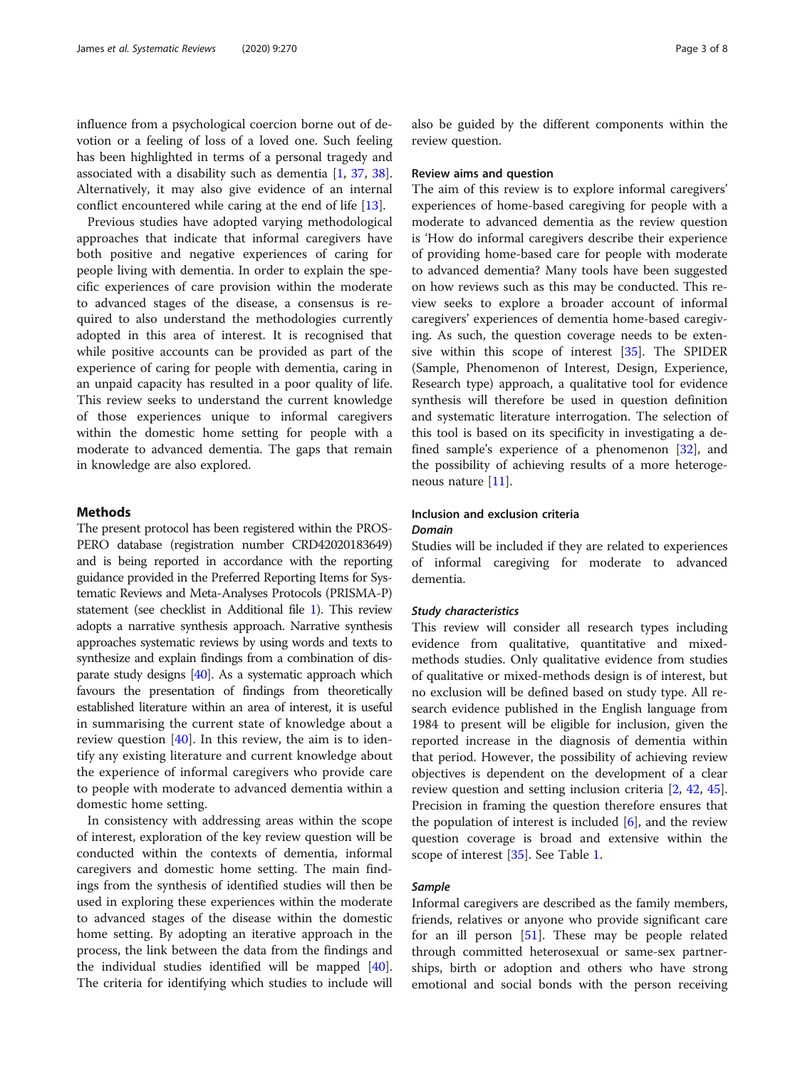influence from a psychological coercion borne out of devotion or a feeling of loss of a loved one. Such feeling has been highlighted in terms of a personal tragedy and associated with a disability such as dementia [1, 37, 38]. Alternatively, it may also give evidence of an internal conflict encountered while caring at the end of life [13].

Previous studies have adopted varying methodological approaches that indicate that informal caregivers have both positive and negative experiences of caring for people living with dementia. In order to explain the specific experiences of care provision within the moderate to advanced stages of the disease, a consensus is required to also understand the methodologies currently adopted in this area of interest. It is recognised that while positive accounts can be provided as part of the experience of caring for people with dementia, caring in an unpaid capacity has resulted in a poor quality of life. This review seeks to understand the current knowledge of those experiences unique to informal caregivers within the domestic home setting for people with a moderate to advanced dementia. The gaps that remain in knowledge are also explored.

## Methods

The present protocol has been registered within the PROSPERO database (registration number CRD42020183649) and is being reported in accordance with the reporting guidance provided in the Preferred Reporting Items for Systematic Reviews and Meta-Analyses Protocols (PRISMA-P) statement (see checklist in Additional file 1). This review adopts a narrative synthesis approach. Narrative synthesis approaches systematic reviews by using words and texts to synthesize and explain findings from a combination of disparate study designs [40]. As a systematic approach which favours the presentation of findings from theoretically established literature within an area of interest, it is useful in summarising the current state of knowledge about a review question [40]. In this review, the aim is to identify any existing literature and current knowledge about the experience of informal caregivers who provide care to people with moderate to advanced dementia within a domestic home setting.

In consistency with addressing areas within the scope of interest, exploration of the key review question will be conducted within the contexts of dementia, informal caregivers and domestic home setting. The main findings from the synthesis of identified studies will then be used in exploring these experiences within the moderate to advanced stages of the disease within the domestic home setting. By adopting an iterative approach in the process, the link between the data from the findings and the individual studies identified will be mapped [40]. The criteria for identifying which studies to include will also be guided by the different components within the review question.

### Review aims and question

The aim of this review is to explore informal caregivers' experiences of home-based caregiving for people with a moderate to advanced dementia as the review question is 'How do informal caregivers describe their experience of providing home-based care for people with moderate to advanced dementia? Many tools have been suggested on how reviews such as this may be conducted. This review seeks to explore a broader account of informal caregivers' experiences of dementia home-based caregiving. As such, the question coverage needs to be extensive within this scope of interest [35]. The SPIDER (Sample, Phenomenon of Interest, Design, Experience, Research type) approach, a qualitative tool for evidence synthesis will therefore be used in question definition and systematic literature interrogation. The selection of this tool is based on its specificity in investigating a defined sample's experience of a phenomenon [32], and the possibility of achieving results of a more heterogeneous nature [11].

### Inclusion and exclusion criteria

#### *Domain*

Studies will be included if they are related to experiences of informal caregiving for moderate to advanced dementia.

#### *Study characteristics*

This review will consider all research types including evidence from qualitative, quantitative and mixed-methods studies. Only qualitative evidence from studies of qualitative or mixed-methods design is of interest, but no exclusion will be defined based on study type. All research evidence published in the English language from 1984 to present will be eligible for inclusion, given the reported increase in the diagnosis of dementia within that period. However, the possibility of achieving review objectives is dependent on the development of a clear review question and setting inclusion criteria [2, 42, 45]. Precision in framing the question therefore ensures that the population of interest is included [6], and the review question coverage is broad and extensive within the scope of interest [35]. See Table 1.

#### *Sample*

Informal caregivers are described as the family members, friends, relatives or anyone who provide significant care for an ill person [51]. These may be people related through committed heterosexual or same-sex partnerships, birth or adoption and others who have strong emotional and social bonds with the person receiving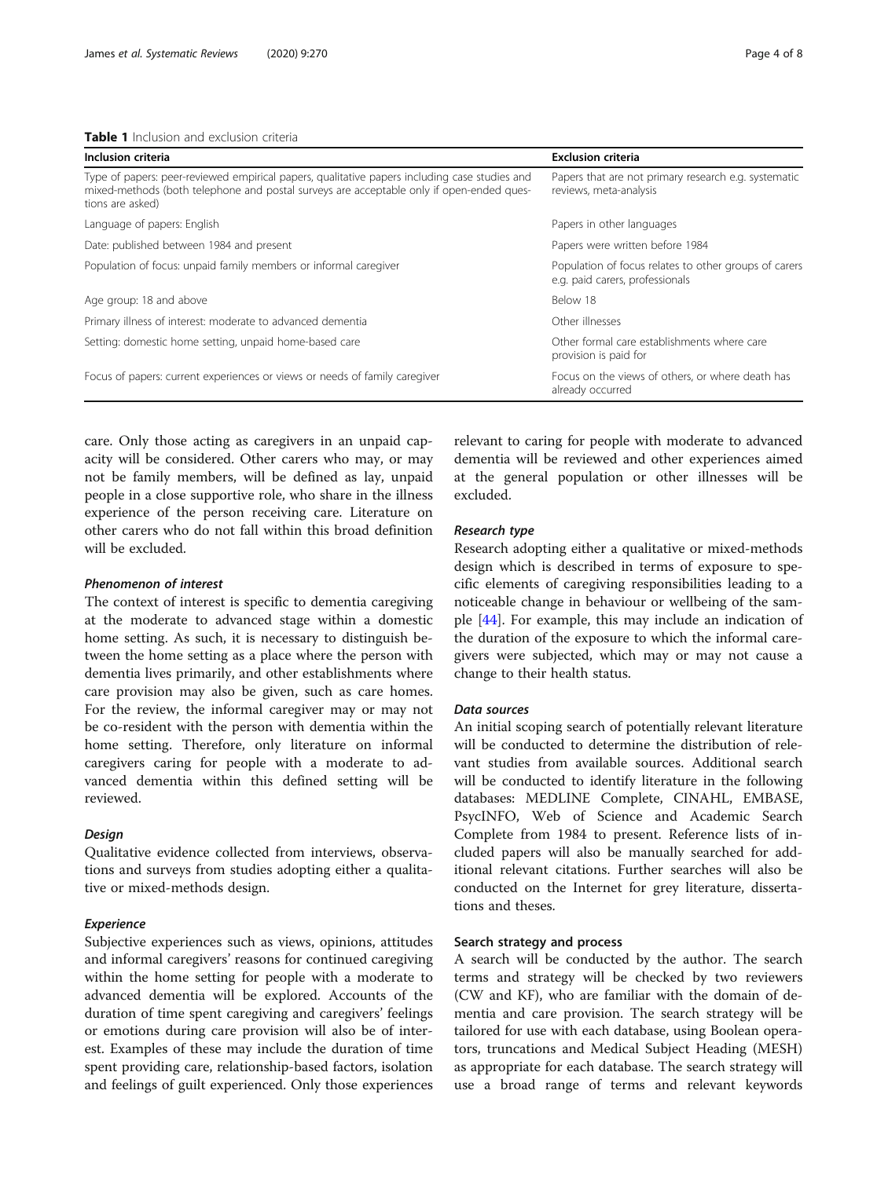**Table 1** Inclusion and exclusion criteria

| Inclusion criteria | Exclusion criteria |
| --- | --- |
| Type of papers: peer-reviewed empirical papers, qualitative papers including case studies and mixed-methods (both telephone and postal surveys are acceptable only if open-ended questions are asked) | Papers that are not primary research e.g. systematic reviews, meta-analysis |
| Language of papers: English | Papers in other languages |
| Date: published between 1984 and present | Papers were written before 1984 |
| Population of focus: unpaid family members or informal caregiver | Population of focus relates to other groups of carers e.g. paid carers, professionals |
| Age group: 18 and above | Below 18 |
| Primary illness of interest: moderate to advanced dementia | Other illnesses |
| Setting: domestic home setting, unpaid home-based care | Other formal care establishments where care provision is paid for |
| Focus of papers: current experiences or views or needs of family caregiver | Focus on the views of others, or where death has already occurred |

care. Only those acting as caregivers in an unpaid capacity will be considered. Other carers who may, or may not be family members, will be defined as lay, unpaid people in a close supportive role, who share in the illness experience of the person receiving care. Literature on other carers who do not fall within this broad definition will be excluded.

#### *Phenomenon of interest*

The context of interest is specific to dementia caregiving at the moderate to advanced stage within a domestic home setting. As such, it is necessary to distinguish between the home setting as a place where the person with dementia lives primarily, and other establishments where care provision may also be given, such as care homes. For the review, the informal caregiver may or may not be co-resident with the person with dementia within the home setting. Therefore, only literature on informal caregivers caring for people with a moderate to advanced dementia within this defined setting will be reviewed.

#### *Design*

Qualitative evidence collected from interviews, observations and surveys from studies adopting either a qualitative or mixed-methods design.

#### *Experience*

Subjective experiences such as views, opinions, attitudes and informal caregivers' reasons for continued caregiving within the home setting for people with a moderate to advanced dementia will be explored. Accounts of the duration of time spent caregiving and caregivers' feelings or emotions during care provision will also be of interest. Examples of these may include the duration of time spent providing care, relationship-based factors, isolation and feelings of guilt experienced. Only those experiences relevant to caring for people with moderate to advanced dementia will be reviewed and other experiences aimed at the general population or other illnesses will be excluded.

#### *Research type*

Research adopting either a qualitative or mixed-methods design which is described in terms of exposure to specific elements of caregiving responsibilities leading to a noticeable change in behaviour or wellbeing of the sample [44]. For example, this may include an indication of the duration of the exposure to which the informal caregivers were subjected, which may or may not cause a change to their health status.

#### *Data sources*

An initial scoping search of potentially relevant literature will be conducted to determine the distribution of relevant studies from available sources. Additional search will be conducted to identify literature in the following databases: MEDLINE Complete, CINAHL, EMBASE, PsycINFO, Web of Science and Academic Search Complete from 1984 to present. Reference lists of included papers will also be manually searched for additional relevant citations. Further searches will also be conducted on the Internet for grey literature, dissertations and theses.

### Search strategy and process

A search will be conducted by the author. The search terms and strategy will be checked by two reviewers (CW and KF), who are familiar with the domain of dementia and care provision. The search strategy will be tailored for use with each database, using Boolean operators, truncations and Medical Subject Heading (MESH) as appropriate for each database. The search strategy will use a broad range of terms and relevant keywords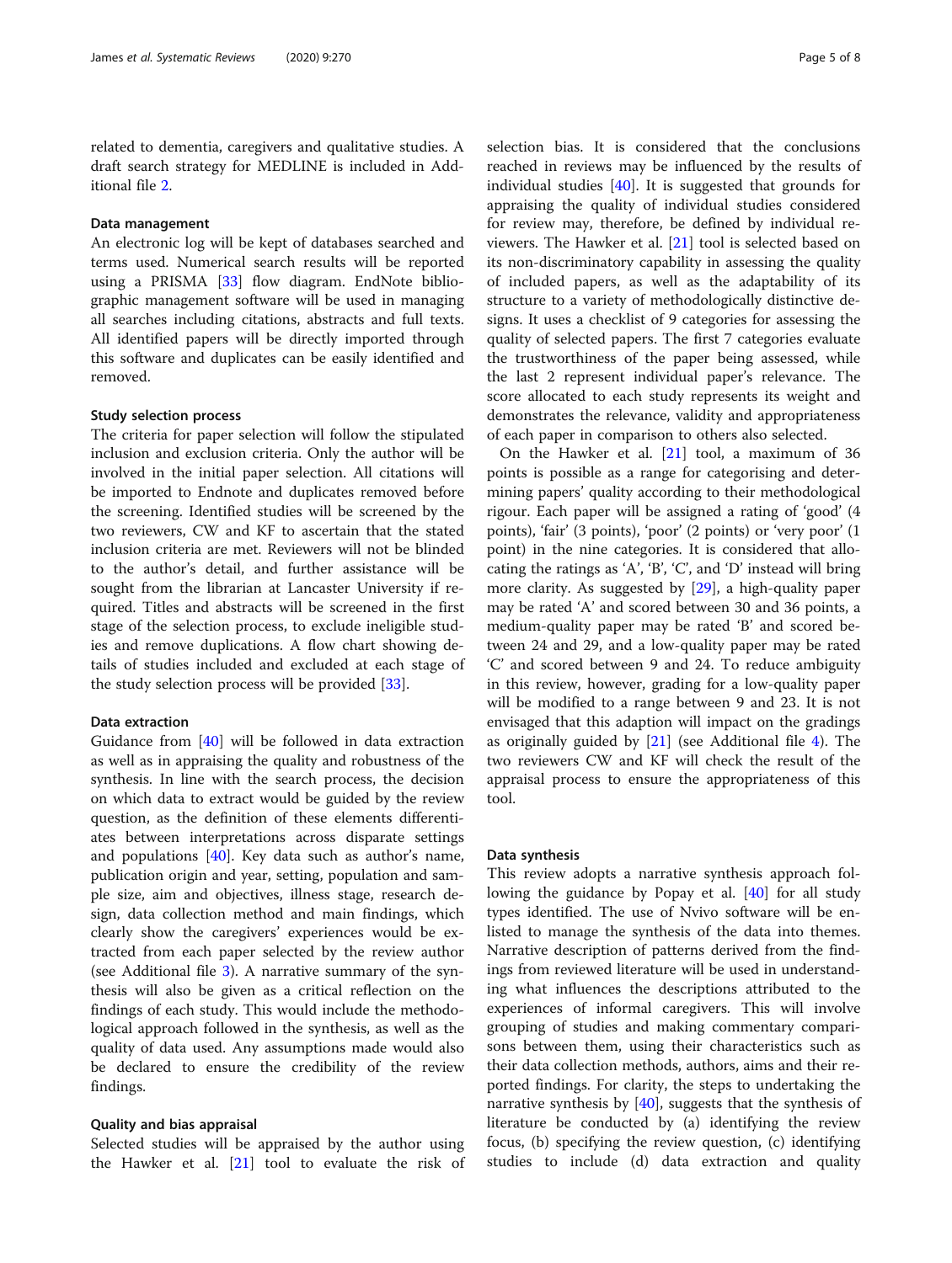related to dementia, caregivers and qualitative studies. A draft search strategy for MEDLINE is included in Additional file 2.

#### Data management

An electronic log will be kept of databases searched and terms used. Numerical search results will be reported using a PRISMA [33] flow diagram. EndNote bibliographic management software will be used in managing all searches including citations, abstracts and full texts. All identified papers will be directly imported through this software and duplicates can be easily identified and removed.

#### Study selection process

The criteria for paper selection will follow the stipulated inclusion and exclusion criteria. Only the author will be involved in the initial paper selection. All citations will be imported to Endnote and duplicates removed before the screening. Identified studies will be screened by the two reviewers, CW and KF to ascertain that the stated inclusion criteria are met. Reviewers will not be blinded to the author's detail, and further assistance will be sought from the librarian at Lancaster University if required. Titles and abstracts will be screened in the first stage of the selection process, to exclude ineligible studies and remove duplications. A flow chart showing details of studies included and excluded at each stage of the study selection process will be provided [33].

#### Data extraction

Guidance from [40] will be followed in data extraction as well as in appraising the quality and robustness of the synthesis. In line with the search process, the decision on which data to extract would be guided by the review question, as the definition of these elements differentiates between interpretations across disparate settings and populations [40]. Key data such as author's name, publication origin and year, setting, population and sample size, aim and objectives, illness stage, research design, data collection method and main findings, which clearly show the caregivers' experiences would be extracted from each paper selected by the review author (see Additional file 3). A narrative summary of the synthesis will also be given as a critical reflection on the findings of each study. This would include the methodological approach followed in the synthesis, as well as the quality of data used. Any assumptions made would also be declared to ensure the credibility of the review findings.

#### Quality and bias appraisal

Selected studies will be appraised by the author using the Hawker et al. [21] tool to evaluate the risk of selection bias. It is considered that the conclusions reached in reviews may be influenced by the results of individual studies [40]. It is suggested that grounds for appraising the quality of individual studies considered for review may, therefore, be defined by individual reviewers. The Hawker et al. [21] tool is selected based on its non-discriminatory capability in assessing the quality of included papers, as well as the adaptability of its structure to a variety of methodologically distinctive designs. It uses a checklist of 9 categories for assessing the quality of selected papers. The first 7 categories evaluate the trustworthiness of the paper being assessed, while the last 2 represent individual paper's relevance. The score allocated to each study represents its weight and demonstrates the relevance, validity and appropriateness of each paper in comparison to others also selected.

On the Hawker et al. [21] tool, a maximum of 36 points is possible as a range for categorising and determining papers' quality according to their methodological rigour. Each paper will be assigned a rating of 'good' (4 points), 'fair' (3 points), 'poor' (2 points) or 'very poor' (1 point) in the nine categories. It is considered that allocating the ratings as 'A', 'B', 'C', and 'D' instead will bring more clarity. As suggested by [29], a high-quality paper may be rated 'A' and scored between 30 and 36 points, a medium-quality paper may be rated 'B' and scored between 24 and 29, and a low-quality paper may be rated 'C' and scored between 9 and 24. To reduce ambiguity in this review, however, grading for a low-quality paper will be modified to a range between 9 and 23. It is not envisaged that this adaption will impact on the gradings as originally guided by [21] (see Additional file 4). The two reviewers CW and KF will check the result of the appraisal process to ensure the appropriateness of this tool.

#### Data synthesis

This review adopts a narrative synthesis approach following the guidance by Popay et al. [40] for all study types identified. The use of Nvivo software will be enlisted to manage the synthesis of the data into themes. Narrative description of patterns derived from the findings from reviewed literature will be used in understanding what influences the descriptions attributed to the experiences of informal caregivers. This will involve grouping of studies and making commentary comparisons between them, using their characteristics such as their data collection methods, authors, aims and their reported findings. For clarity, the steps to undertaking the narrative synthesis by [40], suggests that the synthesis of literature be conducted by (a) identifying the review focus, (b) specifying the review question, (c) identifying studies to include (d) data extraction and quality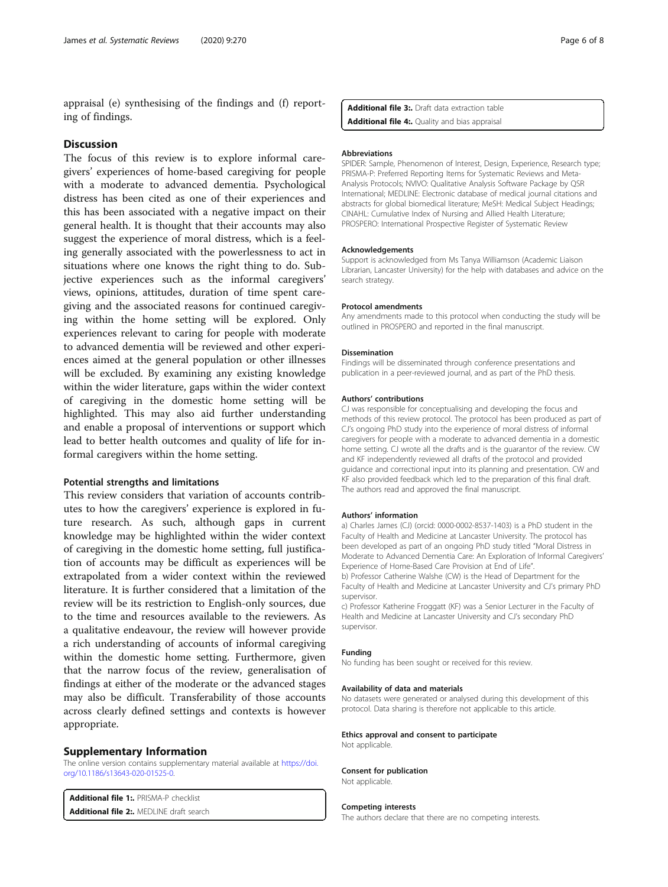appraisal (e) synthesising of the findings and (f) reporting of findings.

## Discussion

The focus of this review is to explore informal caregivers' experiences of home-based caregiving for people with a moderate to advanced dementia. Psychological distress has been cited as one of their experiences and this has been associated with a negative impact on their general health. It is thought that their accounts may also suggest the experience of moral distress, which is a feeling generally associated with the powerlessness to act in situations where one knows the right thing to do. Subjective experiences such as the informal caregivers' views, opinions, attitudes, duration of time spent caregiving and the associated reasons for continued caregiving within the home setting will be explored. Only experiences relevant to caring for people with moderate to advanced dementia will be reviewed and other experiences aimed at the general population or other illnesses will be excluded. By examining any existing knowledge within the wider literature, gaps within the wider context of caregiving in the domestic home setting will be highlighted. This may also aid further understanding and enable a proposal of interventions or support which lead to better health outcomes and quality of life for informal caregivers within the home setting.

### Potential strengths and limitations

This review considers that variation of accounts contributes to how the caregivers' experience is explored in future research. As such, although gaps in current knowledge may be highlighted within the wider context of caregiving in the domestic home setting, full justification of accounts may be difficult as experiences will be extrapolated from a wider context within the reviewed literature. It is further considered that a limitation of the review will be its restriction to English-only sources, due to the time and resources available to the reviewers. As a qualitative endeavour, the review will however provide a rich understanding of accounts of informal caregiving within the domestic home setting. Furthermore, given that the narrow focus of the review, generalisation of findings at either of the moderate or the advanced stages may also be difficult. Transferability of those accounts across clearly defined settings and contexts is however appropriate.

## Supplementary Information

The online version contains supplementary material available at https://doi.org/10.1186/s13643-020-01525-0.

**Additional file 1:.** PRISMA-P checklist
**Additional file 2:.** MEDLINE draft search
**Additional file 3:.** Draft data extraction table
**Additional file 4:.** Quality and bias appraisal

#### Abbreviations

SPIDER: Sample, Phenomenon of Interest, Design, Experience, Research type; PRISMA-P: Preferred Reporting Items for Systematic Reviews and Meta-Analysis Protocols; NVIVO: Qualitative Analysis Software Package by QSR International; MEDLINE: Electronic database of medical journal citations and abstracts for global biomedical literature; MeSH: Medical Subject Headings; CINAHL: Cumulative Index of Nursing and Allied Health Literature; PROSPERO: International Prospective Register of Systematic Review

#### Acknowledgements

Support is acknowledged from Ms Tanya Williamson (Academic Liaison Librarian, Lancaster University) for the help with databases and advice on the search strategy.

#### Protocol amendments

Any amendments made to this protocol when conducting the study will be outlined in PROSPERO and reported in the final manuscript.

#### Dissemination

Findings will be disseminated through conference presentations and publication in a peer-reviewed journal, and as part of the PhD thesis.

#### Authors' contributions

CJ was responsible for conceptualising and developing the focus and methods of this review protocol. The protocol has been produced as part of CJ's ongoing PhD study into the experience of moral distress of informal caregivers for people with a moderate to advanced dementia in a domestic home setting. CJ wrote all the drafts and is the guarantor of the review. CW and KF independently reviewed all drafts of the protocol and provided guidance and correctional input into its planning and presentation. CW and KF also provided feedback which led to the preparation of this final draft. The authors read and approved the final manuscript.

#### Authors' information

a) Charles James (CJ) (orcid: 0000-0002-8537-1403) is a PhD student in the Faculty of Health and Medicine at Lancaster University. The protocol has been developed as part of an ongoing PhD study titled "Moral Distress in Moderate to Advanced Dementia Care: An Exploration of Informal Caregivers' Experience of Home-Based Care Provision at End of Life".
b) Professor Catherine Walshe (CW) is the Head of Department for the Faculty of Health and Medicine at Lancaster University and CJ's primary PhD supervisor.
c) Professor Katherine Froggatt (KF) was a Senior Lecturer in the Faculty of Health and Medicine at Lancaster University and CJ's secondary PhD supervisor.

#### Funding

No funding has been sought or received for this review.

#### Availability of data and materials

No datasets were generated or analysed during this development of this protocol. Data sharing is therefore not applicable to this article.

#### Ethics approval and consent to participate

Not applicable.

#### Consent for publication

Not applicable.

#### Competing interests

The authors declare that there are no competing interests.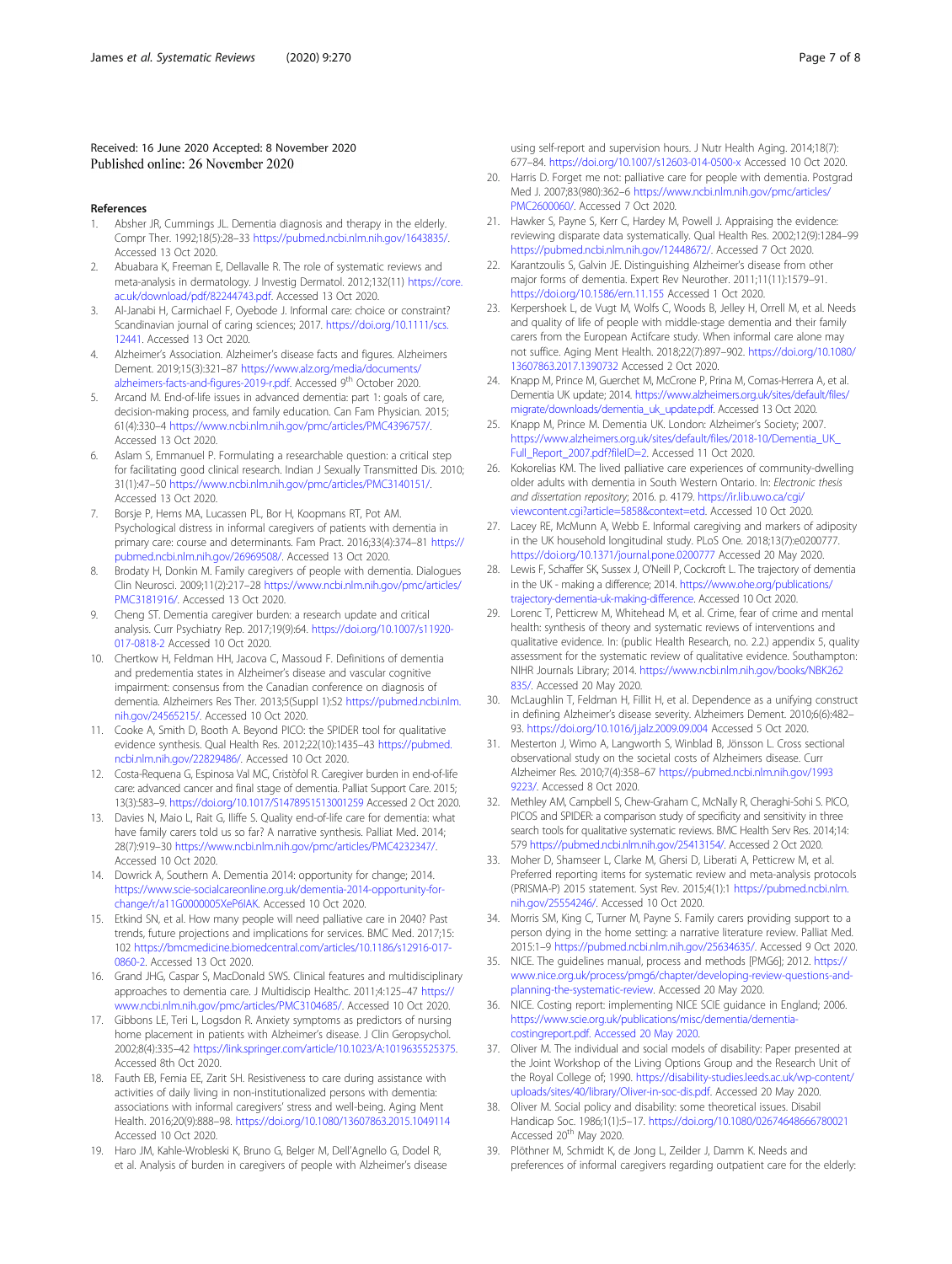Received: 16 June 2020 Accepted: 8 November 2020
Published online: 26 November 2020

## References

1. Absher JR, Cummings JL. Dementia diagnosis and therapy in the elderly. Compr Ther. 1992;18(5):28–33 https://pubmed.ncbi.nlm.nih.gov/1643835/. Accessed 13 Oct 2020.
2. Abuabara K, Freeman E, Dellavalle R. The role of systematic reviews and meta-analysis in dermatology. J Investig Dermatol. 2012;132(11) https://core.ac.uk/download/pdf/82244743.pdf. Accessed 13 Oct 2020.
3. Al-Janabi H, Carmichael F, Oyebode J. Informal care: choice or constraint? Scandinavian journal of caring sciences; 2017. https://doi.org/10.1111/scs.12441. Accessed 13 Oct 2020.
4. Alzheimer's Association. Alzheimer's disease facts and figures. Alzheimers Dement. 2019;15(3):321–87 https://www.alz.org/media/documents/alzheimers-facts-and-figures-2019-r.pdf. Accessed 9th October 2020.
5. Arcand M. End-of-life issues in advanced dementia: part 1: goals of care, decision-making process, and family education. Can Fam Physician. 2015;61(4):330–4 https://www.ncbi.nlm.nih.gov/pmc/articles/PMC4396757/. Accessed 13 Oct 2020.
6. Aslam S, Emmanuel P. Formulating a researchable question: a critical step for facilitating good clinical research. Indian J Sexually Transmitted Dis. 2010;31(1):47–50 https://www.ncbi.nlm.nih.gov/pmc/articles/PMC3140151/. Accessed 13 Oct 2020.
7. Borsje P, Hems MA, Lucassen PL, Bor H, Koopmans RT, Pot AM. Psychological distress in informal caregivers of patients with dementia in primary care: course and determinants. Fam Pract. 2016;33(4):374–81 https://pubmed.ncbi.nlm.nih.gov/26969508/. Accessed 13 Oct 2020.
8. Brodaty H, Donkin M. Family caregivers of people with dementia. Dialogues Clin Neurosci. 2009;11(2):217–28 https://www.ncbi.nlm.nih.gov/pmc/articles/PMC3181916/. Accessed 13 Oct 2020.
9. Cheng ST. Dementia caregiver burden: a research update and critical analysis. Curr Psychiatry Rep. 2017;19(9):64. https://doi.org/10.1007/s11920-017-0818-2 Accessed 10 Oct 2020.
10. Chertkow H, Feldman HH, Jacova C, Massoud F. Definitions of dementia and predementia states in Alzheimer's disease and vascular cognitive impairment: consensus from the Canadian conference on diagnosis of dementia. Alzheimers Res Ther. 2013;5(Suppl 1):S2 https://pubmed.ncbi.nlm.nih.gov/24565215/. Accessed 10 Oct 2020.
11. Cooke A, Smith D, Booth A. Beyond PICO: the SPIDER tool for qualitative evidence synthesis. Qual Health Res. 2012;22(10):1435–43 https://pubmed.ncbi.nlm.nih.gov/22829486/. Accessed 10 Oct 2020.
12. Costa-Requena G, Espinosa Val MC, Cristòfol R. Caregiver burden in end-of-life care: advanced cancer and final stage of dementia. Palliat Support Care. 2015;13(3):583–9. https://doi.org/10.1017/S1478951513001259 Accessed 2 Oct 2020.
13. Davies N, Maio L, Rait G, Iliffe S. Quality end-of-life care for dementia: what have family carers told us so far? A narrative synthesis. Palliat Med. 2014;28(7):919–30 https://www.ncbi.nlm.nih.gov/pmc/articles/PMC4232347/. Accessed 10 Oct 2020.
14. Dowrick A, Southern A. Dementia 2014: opportunity for change; 2014. https://www.scie-socialcareonline.org.uk/dementia-2014-opportunity-for-change/r/a11G0000005XeP6IAK. Accessed 10 Oct 2020.
15. Etkind SN, et al. How many people will need palliative care in 2040? Past trends, future projections and implications for services. BMC Med. 2017;15:102 https://bmcmedicine.biomedcentral.com/articles/10.1186/s12916-017-0860-2. Accessed 13 Oct 2020.
16. Grand JHG, Caspar S, MacDonald SWS. Clinical features and multidisciplinary approaches to dementia care. J Multidiscip Healthc. 2011;4:125–47 https://www.ncbi.nlm.nih.gov/pmc/articles/PMC3104685/. Accessed 10 Oct 2020.
17. Gibbons LE, Teri L, Logsdon R. Anxiety symptoms as predictors of nursing home placement in patients with Alzheimer's disease. J Clin Geropsychol. 2002;8(4):335–42 https://link.springer.com/article/10.1023/A:1019635525375. Accessed 8th Oct 2020.
18. Fauth EB, Femia EE, Zarit SH. Resistiveness to care during assistance with activities of daily living in non-institutionalized persons with dementia: associations with informal caregivers' stress and well-being. Aging Ment Health. 2016;20(9):888–98. https://doi.org/10.1080/13607863.2015.1049114 Accessed 10 Oct 2020.
19. Haro JM, Kahle-Wrobleski K, Bruno G, Belger M, Dell'Agnello G, Dodel R, et al. Analysis of burden in caregivers of people with Alzheimer's disease using self-report and supervision hours. J Nutr Health Aging. 2014;18(7):677–84. https://doi.org/10.1007/s12603-014-0500-x Accessed 10 Oct 2020.
20. Harris D. Forget me not: palliative care for people with dementia. Postgrad Med J. 2007;83(980):362–6 https://www.ncbi.nlm.nih.gov/pmc/articles/PMC2600060/. Accessed 7 Oct 2020.
21. Hawker S, Payne S, Kerr C, Hardey M, Powell J. Appraising the evidence: reviewing disparate data systematically. Qual Health Res. 2002;12(9):1284–99 https://pubmed.ncbi.nlm.nih.gov/12448672/. Accessed 7 Oct 2020.
22. Karantzoulis S, Galvin JE. Distinguishing Alzheimer's disease from other major forms of dementia. Expert Rev Neurother. 2011;11(11):1579–91. https://doi.org/10.1586/ern.11.155 Accessed 1 Oct 2020.
23. Kerpershoek L, de Vugt M, Wolfs C, Woods B, Jelley H, Orrell M, et al. Needs and quality of life of people with middle-stage dementia and their family carers from the European Actifcare study. When informal care alone may not suffice. Aging Ment Health. 2018;22(7):897–902. https://doi.org/10.1080/13607863.2017.1390732 Accessed 2 Oct 2020.
24. Knapp M, Prince M, Guerchet M, McCrone P, Prina M, Comas-Herrera A, et al. Dementia UK update; 2014. https://www.alzheimers.org.uk/sites/default/files/migrate/downloads/dementia_uk_update.pdf. Accessed 13 Oct 2020.
25. Knapp M, Prince M. Dementia UK. London: Alzheimer's Society; 2007. https://www.alzheimers.org.uk/sites/default/files/2018-10/Dementia_UK_Full_Report_2007.pdf?fileID=2. Accessed 11 Oct 2020.
26. Kokorelias KM. The lived palliative care experiences of community-dwelling older adults with dementia in South Western Ontario. In: *Electronic thesis and dissertation repository*; 2016. p. 4179. https://ir.lib.uwo.ca/cgi/viewcontent.cgi?article=5858&context=etd. Accessed 10 Oct 2020.
27. Lacey RE, McMunn A, Webb E. Informal caregiving and markers of adiposity in the UK household longitudinal study. PLoS One. 2018;13(7):e0200777. https://doi.org/10.1371/journal.pone.0200777 Accessed 20 May 2020.
28. Lewis F, Schaffer SK, Sussex J, O'Neill P, Cockcroft L. The trajectory of dementia in the UK - making a difference; 2014. https://www.ohe.org/publications/trajectory-dementia-uk-making-difference. Accessed 10 Oct 2020.
29. Lorenc T, Petticrew M, Whitehead M, et al. Crime, fear of crime and mental health: synthesis of theory and systematic reviews of interventions and qualitative evidence. In: (public Health Research, no. 2.2.) appendix 5, quality assessment for the systematic review of qualitative evidence. Southampton: NIHR Journals Library; 2014. https://www.ncbi.nlm.nih.gov/books/NBK262835/. Accessed 20 May 2020.
30. McLaughlin T, Feldman H, Fillit H, et al. Dependence as a unifying construct in defining Alzheimer's disease severity. Alzheimers Dement. 2010;6(6):482–93. https://doi.org/10.1016/j.jalz.2009.09.004 Accessed 5 Oct 2020.
31. Mesterton J, Wimo A, Langworth S, Winblad B, Jönsson L. Cross sectional observational study on the societal costs of Alzheimers disease. Curr Alzheimer Res. 2010;7(4):358–67 https://pubmed.ncbi.nlm.nih.gov/19939223/. Accessed 8 Oct 2020.
32. Methley AM, Campbell S, Chew-Graham C, McNally R, Cheraghi-Sohi S. PICO, PICOS and SPIDER: a comparison study of specificity and sensitivity in three search tools for qualitative systematic reviews. BMC Health Serv Res. 2014;14:579 https://pubmed.ncbi.nlm.nih.gov/25413154/. Accessed 2 Oct 2020.
33. Moher D, Shamseer L, Clarke M, Ghersi D, Liberati A, Petticrew M, et al. Preferred reporting items for systematic review and meta-analysis protocols (PRISMA-P) 2015 statement. Syst Rev. 2015;4(1):1 https://pubmed.ncbi.nlm.nih.gov/25554246/. Accessed 10 Oct 2020.
34. Morris SM, King C, Turner M, Payne S. Family carers providing support to a person dying in the home setting: a narrative literature review. Palliat Med. 2015:1–9 https://pubmed.ncbi.nlm.nih.gov/25634635/. Accessed 9 Oct 2020.
35. NICE. The guidelines manual, process and methods [PMG6]; 2012. https://www.nice.org.uk/process/pmg6/chapter/developing-review-questions-and-planning-the-systematic-review. Accessed 20 May 2020.
36. NICE. Costing report: implementing NICE SCIE guidance in England; 2006. https://www.scie.org.uk/publications/misc/dementia/dementia-costingreport.pdf. Accessed 20 May 2020.
37. Oliver M. The individual and social models of disability: Paper presented at the Joint Workshop of the Living Options Group and the Research Unit of the Royal College of; 1990. https://disability-studies.leeds.ac.uk/wp-content/uploads/sites/40/library/Oliver-in-soc-dis.pdf. Accessed 20 May 2020.
38. Oliver M. Social policy and disability: some theoretical issues. Disabil Handicap Soc. 1986;1(1):5–17. https://doi.org/10.1080/02674648666780021 Accessed 20th May 2020.
39. Plöthner M, Schmidt K, de Jong L, Zeilder J, Damm K. Needs and preferences of informal caregivers regarding outpatient care for the elderly: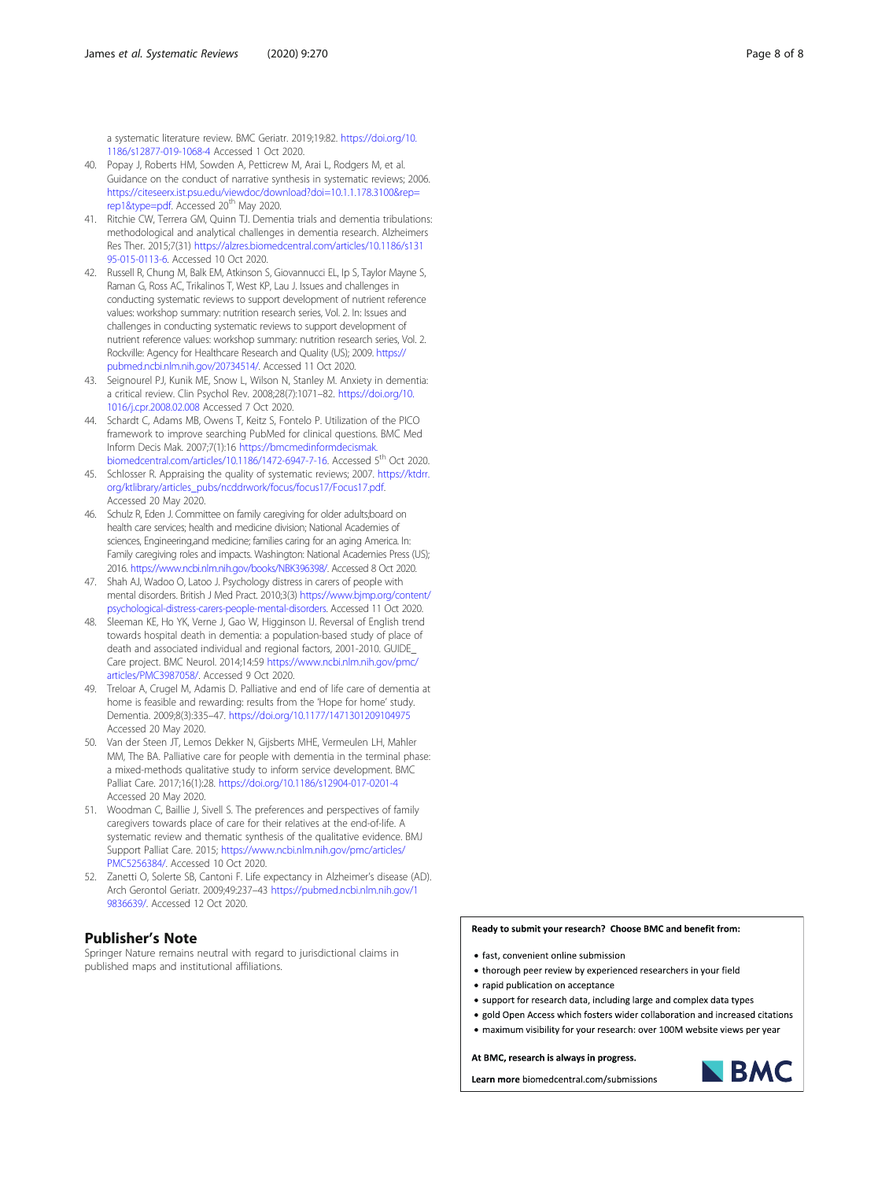a systematic literature review. BMC Geriatr. 2019;19:82. https://doi.org/10.1186/s12877-019-1068-4 Accessed 1 Oct 2020.

40. Popay J, Roberts HM, Sowden A, Petticrew M, Arai L, Rodgers M, et al. Guidance on the conduct of narrative synthesis in systematic reviews; 2006. https://citeseerx.ist.psu.edu/viewdoc/download?doi=10.1.1.178.3100&rep=rep1&type=pdf. Accessed 20th May 2020.
41. Ritchie CW, Terrera GM, Quinn TJ. Dementia trials and dementia tribulations: methodological and analytical challenges in dementia research. Alzheimers Res Ther. 2015;7(31) https://alzres.biomedcentral.com/articles/10.1186/s13195-015-0113-6. Accessed 10 Oct 2020.
42. Russell R, Chung M, Balk EM, Atkinson S, Giovannucci EL, Ip S, Taylor Mayne S, Raman G, Ross AC, Trikalinos T, West KP, Lau J. Issues and challenges in conducting systematic reviews to support development of nutrient reference values: workshop summary: nutrition research series, Vol. 2. In: Issues and challenges in conducting systematic reviews to support development of nutrient reference values: workshop summary: nutrition research series, Vol. 2. Rockville: Agency for Healthcare Research and Quality (US); 2009. https://pubmed.ncbi.nlm.nih.gov/20734514/. Accessed 11 Oct 2020.
43. Seignourel PJ, Kunik ME, Snow L, Wilson N, Stanley M. Anxiety in dementia: a critical review. Clin Psychol Rev. 2008;28(7):1071–82. https://doi.org/10.1016/j.cpr.2008.02.008 Accessed 7 Oct 2020.
44. Schardt C, Adams MB, Owens T, Keitz S, Fontelo P. Utilization of the PICO framework to improve searching PubMed for clinical questions. BMC Med Inform Decis Mak. 2007;7(1):16 https://bmcmedinformdecismak.biomedcentral.com/articles/10.1186/1472-6947-7-16. Accessed 5th Oct 2020.
45. Schlosser R. Appraising the quality of systematic reviews; 2007. https://ktdrr.org/ktlibrary/articles_pubs/ncddrwork/focus/focus17/Focus17.pdf. Accessed 20 May 2020.
46. Schulz R, Eden J. Committee on family caregiving for older adults;board on health care services; health and medicine division; National Academies of sciences, Engineering,and medicine; families caring for an aging America. In: Family caregiving roles and impacts. Washington: National Academies Press (US); 2016. https://www.ncbi.nlm.nih.gov/books/NBK396398/. Accessed 8 Oct 2020.
47. Shah AJ, Wadoo O, Latoo J. Psychology distress in carers of people with mental disorders. British J Med Pract. 2010;3(3) https://www.bjmp.org/content/psychological-distress-carers-people-mental-disorders. Accessed 11 Oct 2020.
48. Sleeman KE, Ho YK, Verne J, Gao W, Higginson IJ. Reversal of English trend towards hospital death in dementia: a population-based study of place of death and associated individual and regional factors, 2001-2010. GUIDE_Care project. BMC Neurol. 2014;14:59 https://www.ncbi.nlm.nih.gov/pmc/articles/PMC3987058/. Accessed 9 Oct 2020.
49. Treloar A, Crugel M, Adamis D. Palliative and end of life care of dementia at home is feasible and rewarding: results from the 'Hope for home' study. Dementia. 2009;8(3):335–47. https://doi.org/10.1177/1471301209104975 Accessed 20 May 2020.
50. Van der Steen JT, Lemos Dekker N, Gijsberts MHE, Vermeulen LH, Mahler MM, The BA. Palliative care for people with dementia in the terminal phase: a mixed-methods qualitative study to inform service development. BMC Palliat Care. 2017;16(1):28. https://doi.org/10.1186/s12904-017-0201-4 Accessed 20 May 2020.
51. Woodman C, Baillie J, Sivell S. The preferences and perspectives of family caregivers towards place of care for their relatives at the end-of-life. A systematic review and thematic synthesis of the qualitative evidence. BMJ Support Palliat Care. 2015; https://www.ncbi.nlm.nih.gov/pmc/articles/PMC5256384/. Accessed 10 Oct 2020.
52. Zanetti O, Solerte SB, Cantoni F. Life expectancy in Alzheimer's disease (AD). Arch Gerontol Geriatr. 2009;49:237–43 https://pubmed.ncbi.nlm.nih.gov/19836639/. Accessed 12 Oct 2020.

## Publisher's Note

Springer Nature remains neutral with regard to jurisdictional claims in published maps and institutional affiliations.

**Ready to submit your research? Choose BMC and benefit from:**

- fast, convenient online submission
- thorough peer review by experienced researchers in your field
- rapid publication on acceptance
- support for research data, including large and complex data types
- gold Open Access which fosters wider collaboration and increased citations
- maximum visibility for your research: over 100M website views per year

**At BMC, research is always in progress.**

**Learn more** biomedcentral.com/submissions

BMC